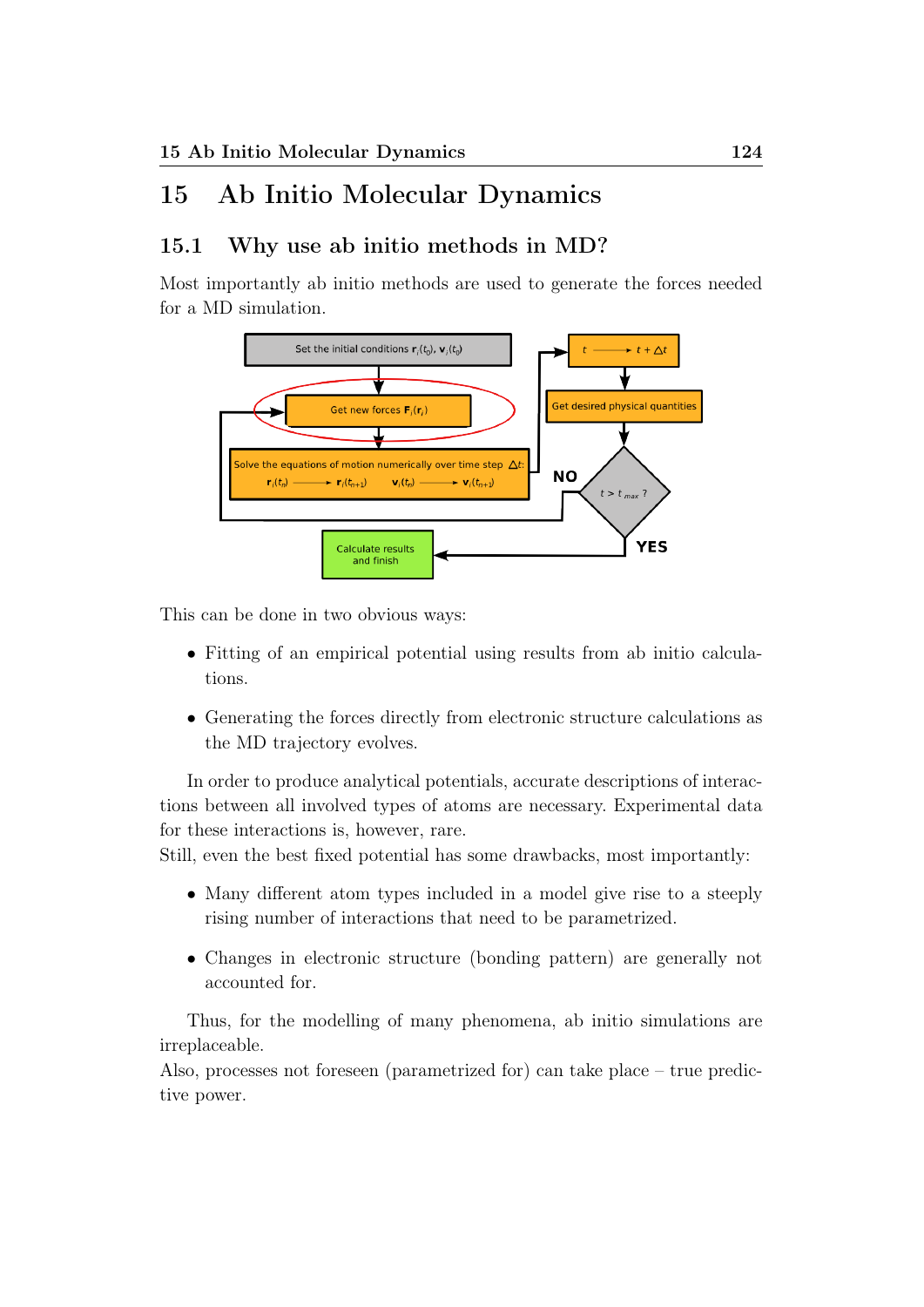# 15 Ab Initio Molecular Dynamics

## 15.1 Why use ab initio methods in MD?

Most importantly ab initio methods are used to generate the forces needed for a MD simulation.

This can be done in two obvious ways:

- Fitting of an empirical potential using results from ab initio calculations.
- Generating the forces directly from electronic structure calculations as the MD trajectory evolves.

In order to produce analytical potentials, accurate descriptions of interactions between all involved types of atoms are necessary. Experimental data for these interactions is, however, rare.
Still, even the best fixed potential has some drawbacks, most importantly:

- Many different atom types included in a model give rise to a steeply rising number of interactions that need to be parametrized.
- Changes in electronic structure (bonding pattern) are generally not accounted for.

Thus, for the modelling of many phenomena, ab initio simulations are irreplaceable.
Also, processes not foreseen (parametrized for) can take place – true predictive power.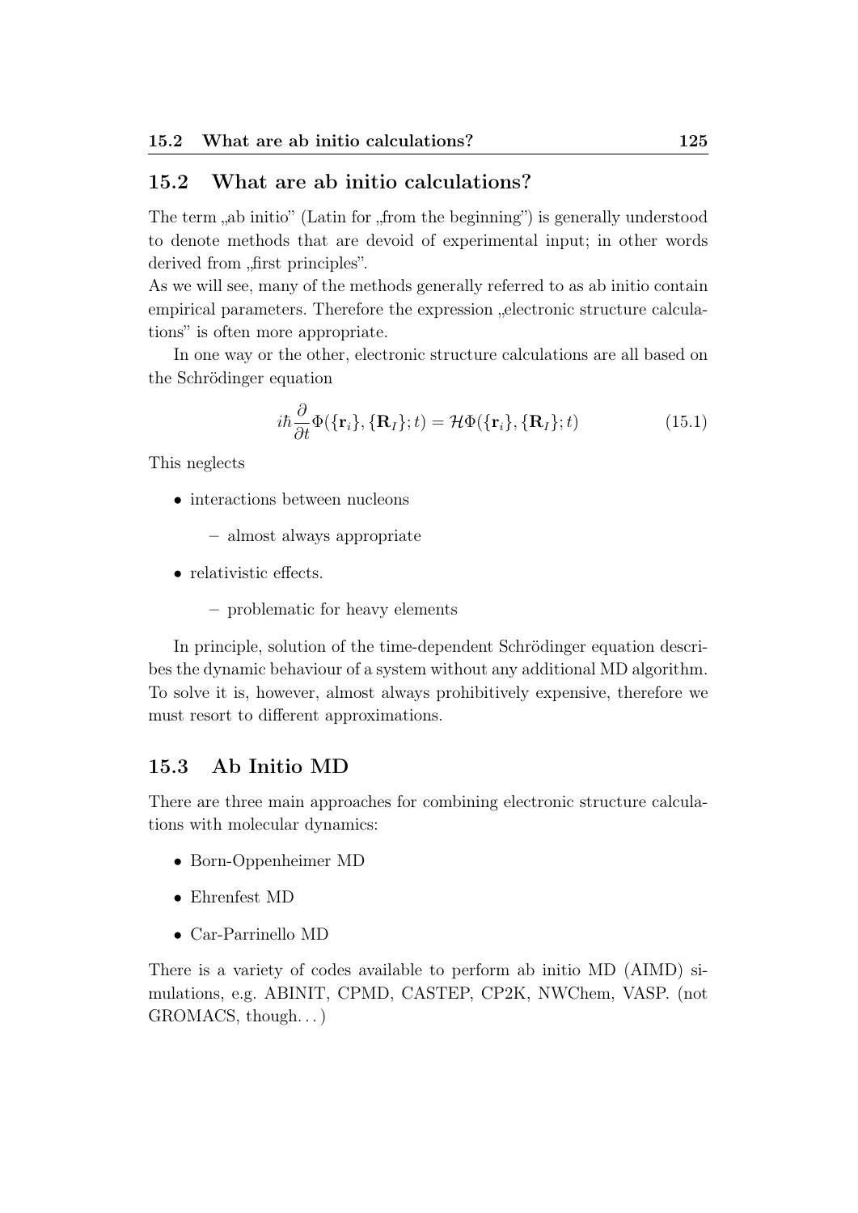## 15.2 What are ab initio calculations?

The term „ab initio" (Latin for „from the beginning") is generally understood to denote methods that are devoid of experimental input; in other words derived from „first principles".
As we will see, many of the methods generally referred to as ab initio contain empirical parameters. Therefore the expression „electronic structure calculations" is often more appropriate.

In one way or the other, electronic structure calculations are all based on the Schrödinger equation

$$i\hbar \frac{\partial}{\partial t} \Phi(\{\mathbf{r}_i\}, \{\mathbf{R}_I\}; t) = \mathcal{H} \Phi(\{\mathbf{r}_i\}, \{\mathbf{R}_I\}; t) \tag{15.1}$$

This neglects

- interactions between nucleons
  - almost always appropriate
- relativistic effects.
  - problematic for heavy elements

In principle, solution of the time-dependent Schrödinger equation describes the dynamic behaviour of a system without any additional MD algorithm. To solve it is, however, almost always prohibitively expensive, therefore we must resort to different approximations.

## 15.3 Ab Initio MD

There are three main approaches for combining electronic structure calculations with molecular dynamics:

- Born-Oppenheimer MD
- Ehrenfest MD
- Car-Parrinello MD

There is a variety of codes available to perform ab initio MD (AIMD) simulations, e.g. ABINIT, CPMD, CASTEP, CP2K, NWChem, VASP. (not GROMACS, though…)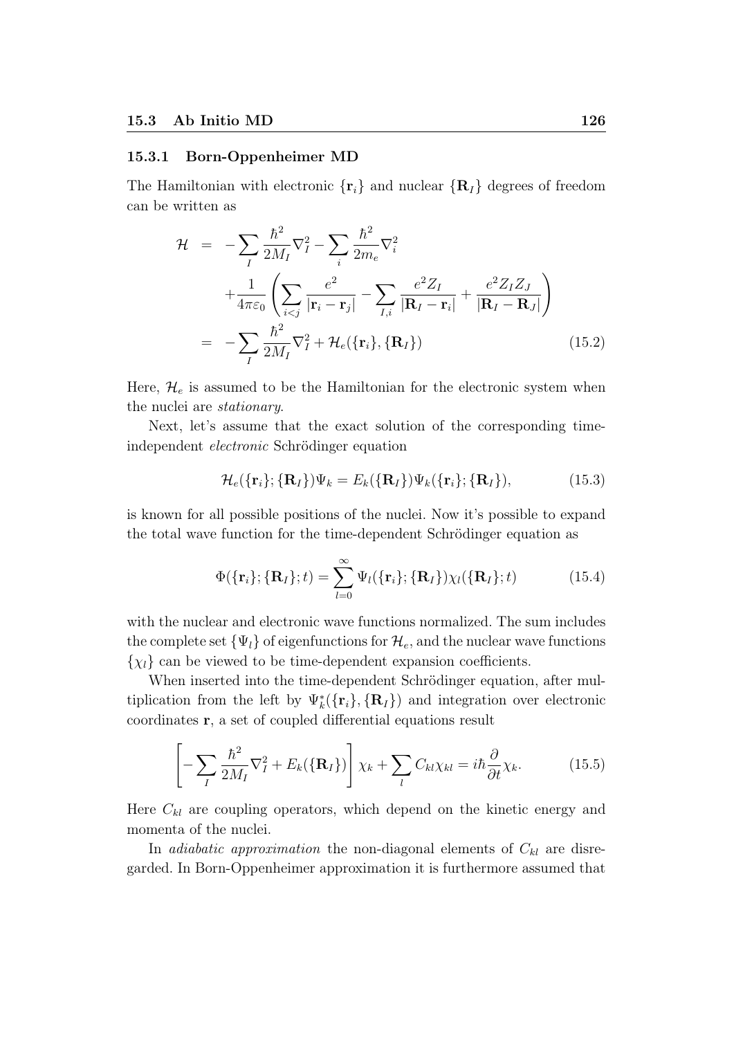### 15.3.1 Born-Oppenheimer MD

The Hamiltonian with electronic $\{\mathbf{r}_i\}$ and nuclear $\{\mathbf{R}_I\}$ degrees of freedom can be written as

$$
\begin{aligned}
\mathcal{H} &= -\sum_I \frac{\hbar^2}{2M_I}\nabla_I^2 - \sum_i \frac{\hbar^2}{2m_e}\nabla_i^2 \\
&\quad + \frac{1}{4\pi\varepsilon_0}\left(\sum_{i<j}\frac{e^2}{|\mathbf{r}_i - \mathbf{r}_j|} - \sum_{I,i}\frac{e^2 Z_I}{|\mathbf{R}_I - \mathbf{r}_i|} + \frac{e^2 Z_I Z_J}{|\mathbf{R}_I - \mathbf{R}_J|}\right) \\
&= -\sum_I \frac{\hbar^2}{2M_I}\nabla_I^2 + \mathcal{H}_e(\{\mathbf{r}_i\},\{\mathbf{R}_I\}) \qquad (15.2)
\end{aligned}
$$

Here, $\mathcal{H}_e$ is assumed to be the Hamiltonian for the electronic system when the nuclei are *stationary*.

Next, let's assume that the exact solution of the corresponding time-independent *electronic* Schrödinger equation

$$
\mathcal{H}_e(\{\mathbf{r}_i\};\{\mathbf{R}_I\})\Psi_k = E_k(\{\mathbf{R}_I\})\Psi_k(\{\mathbf{r}_i\};\{\mathbf{R}_I\}), \qquad (15.3)
$$

is known for all possible positions of the nuclei. Now it's possible to expand the total wave function for the time-dependent Schrödinger equation as

$$
\Phi(\{\mathbf{r}_i\};\{\mathbf{R}_I\};t) = \sum_{l=0}^{\infty}\Psi_l(\{\mathbf{r}_i\};\{\mathbf{R}_I\})\chi_l(\{\mathbf{R}_I\};t) \qquad (15.4)
$$

with the nuclear and electronic wave functions normalized. The sum includes the complete set $\{\Psi_l\}$ of eigenfunctions for $\mathcal{H}_e$, and the nuclear wave functions $\{\chi_l\}$ can be viewed to be time-dependent expansion coefficients.

When inserted into the time-dependent Schrödinger equation, after multiplication from the left by $\Psi_k^*(\{\mathbf{r}_i\},\{\mathbf{R}_I\})$ and integration over electronic coordinates $\mathbf{r}$, a set of coupled differential equations result

$$
\left[-\sum_I \frac{\hbar^2}{2M_I}\nabla_I^2 + E_k(\{\mathbf{R}_I\})\right]\chi_k + \sum_l C_{kl}\chi_{kl} = i\hbar\frac{\partial}{\partial t}\chi_k. \qquad (15.5)
$$

Here $C_{kl}$ are coupling operators, which depend on the kinetic energy and momenta of the nuclei.

In *adiabatic approximation* the non-diagonal elements of $C_{kl}$ are disregarded. In Born-Oppenheimer approximation it is furthermore assumed that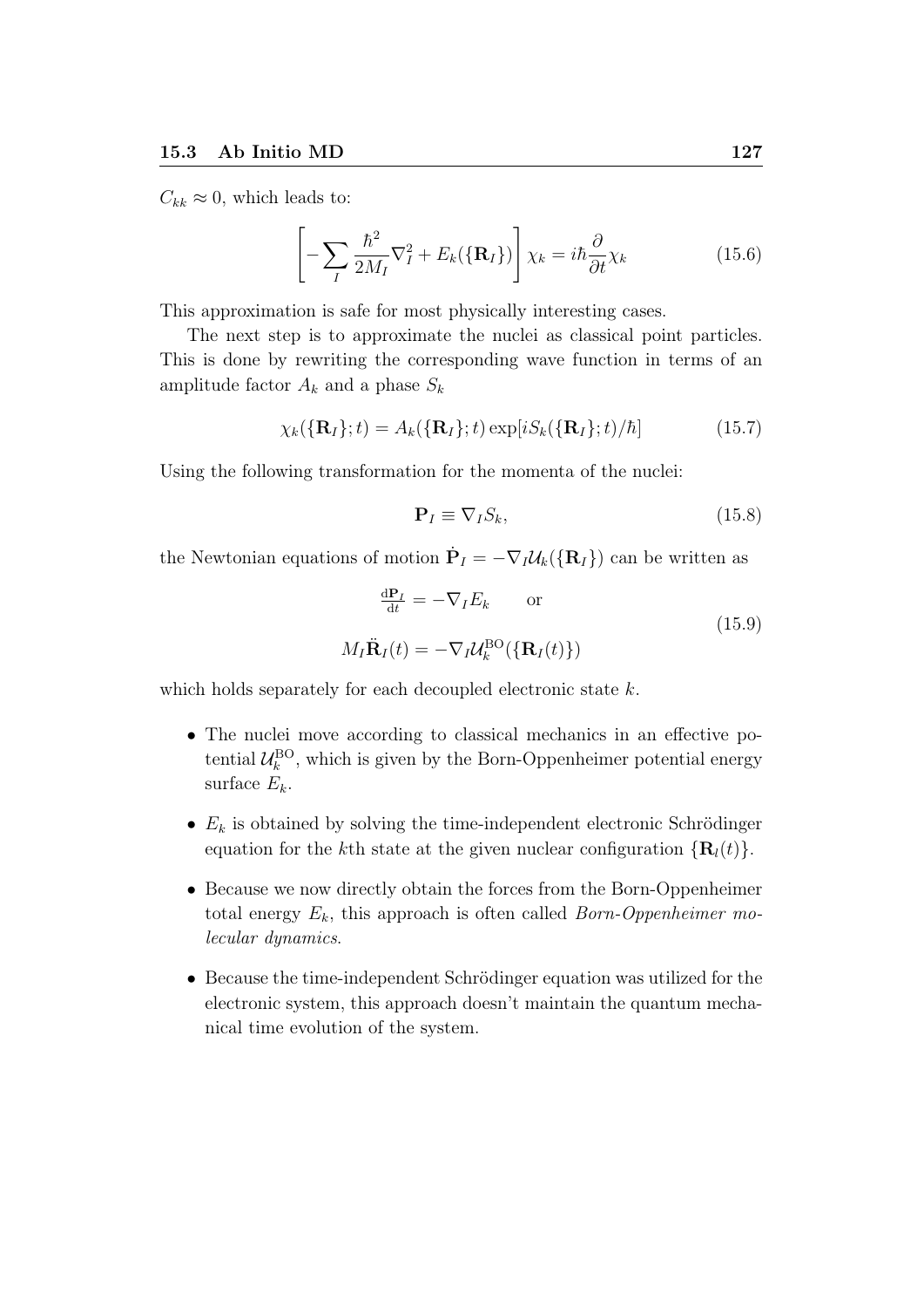$C_{kk} \approx 0$, which leads to:

$$\left[ -\sum_I \frac{\hbar^2}{2M_I} \nabla_I^2 + E_k(\{\mathbf{R}_I\}) \right] \chi_k = i\hbar \frac{\partial}{\partial t} \chi_k \tag{15.6}$$

This approximation is safe for most physically interesting cases.

The next step is to approximate the nuclei as classical point particles. This is done by rewriting the corresponding wave function in terms of an amplitude factor $A_k$ and a phase $S_k$

$$\chi_k(\{\mathbf{R}_I\}; t) = A_k(\{\mathbf{R}_I\}; t) \exp[iS_k(\{\mathbf{R}_I\}; t)/\hbar] \tag{15.7}$$

Using the following transformation for the momenta of the nuclei:

$$\mathbf{P}_I \equiv \nabla_I S_k, \tag{15.8}$$

the Newtonian equations of motion $\dot{\mathbf{P}}_I = -\nabla_I \mathcal{U}_k(\{\mathbf{R}_I\})$ can be written as

$$\begin{aligned} \tfrac{\mathrm{d}\mathbf{P}_I}{\mathrm{d}t} &= -\nabla_I E_k \qquad \text{or} \\ M_I \ddot{\mathbf{R}}_I(t) &= -\nabla_I \mathcal{U}_k^{\mathrm{BO}}(\{\mathbf{R}_I(t)\}) \end{aligned} \tag{15.9}$$

which holds separately for each decoupled electronic state $k$.

- The nuclei move according to classical mechanics in an effective potential $\mathcal{U}_k^{\mathrm{BO}}$, which is given by the Born-Oppenheimer potential energy surface $E_k$.
- $E_k$ is obtained by solving the time-independent electronic Schrödinger equation for the $k$th state at the given nuclear configuration $\{\mathbf{R}_I(t)\}$.
- Because we now directly obtain the forces from the Born-Oppenheimer total energy $E_k$, this approach is often called *Born-Oppenheimer molecular dynamics*.
- Because the time-independent Schrödinger equation was utilized for the electronic system, this approach doesn't maintain the quantum mechanical time evolution of the system.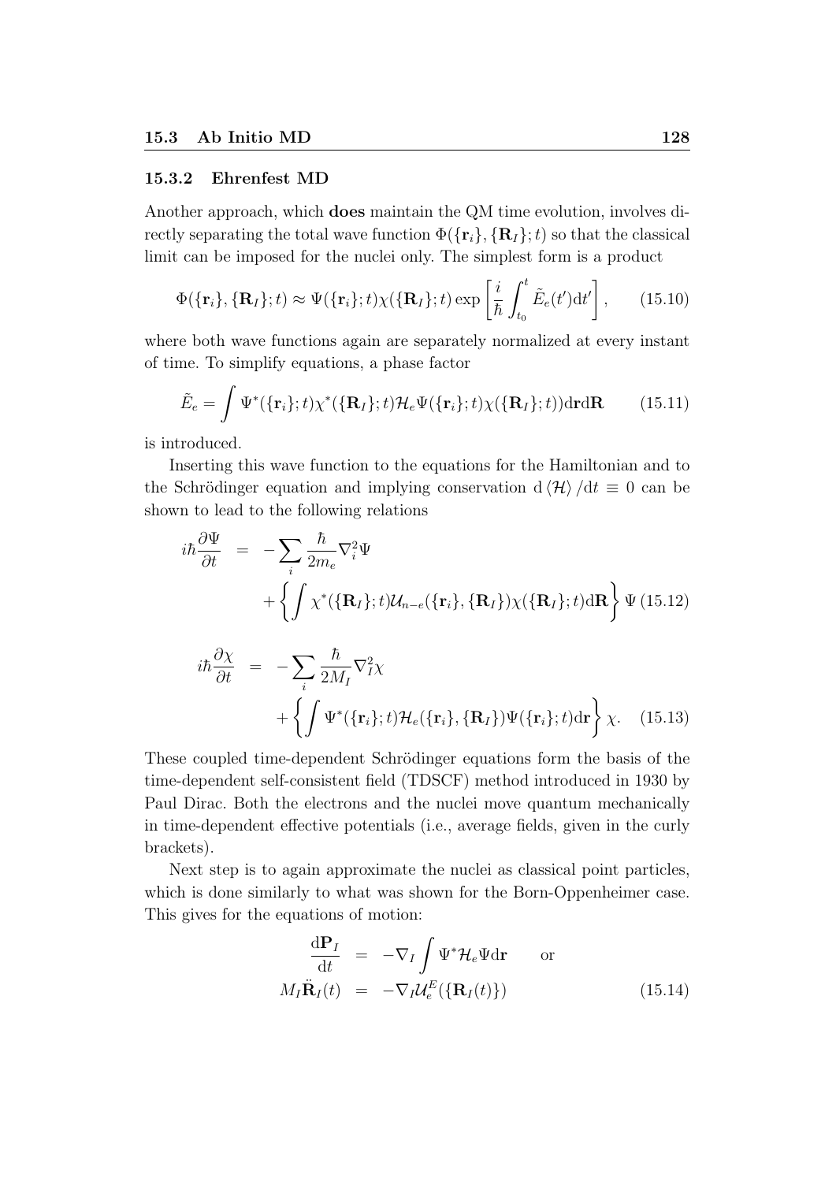### 15.3.2 Ehrenfest MD

Another approach, which **does** maintain the QM time evolution, involves directly separating the total wave function $\Phi(\{\mathbf{r}_i\}, \{\mathbf{R}_I\}; t)$ so that the classical limit can be imposed for the nuclei only. The simplest form is a product

$$\Phi(\{\mathbf{r}_i\}, \{\mathbf{R}_I\}; t) \approx \Psi(\{\mathbf{r}_i\}; t)\chi(\{\mathbf{R}_I\}; t) \exp\left[\frac{i}{\hbar}\int_{t_0}^{t} \tilde{E}_e(t')\mathrm{d}t'\right], \qquad (15.10)$$

where both wave functions again are separately normalized at every instant of time. To simplify equations, a phase factor

$$\tilde{E}_e = \int \Psi^*(\{\mathbf{r}_i\}; t)\chi^*(\{\mathbf{R}_I\}; t)\mathcal{H}_e\Psi(\{\mathbf{r}_i\}; t)\chi(\{\mathbf{R}_I\}; t))\mathrm{d}\mathbf{r}\mathrm{d}\mathbf{R} \qquad (15.11)$$

is introduced.

Inserting this wave function to the equations for the Hamiltonian and to the Schrödinger equation and implying conservation $\mathrm{d}\langle\mathcal{H}\rangle/\mathrm{d}t \equiv 0$ can be shown to lead to the following relations

$$\begin{aligned} i\hbar\frac{\partial\Psi}{\partial t} &= -\sum_i \frac{\hbar}{2m_e}\nabla_i^2\Psi \\ &\quad + \left\{\int \chi^*(\{\mathbf{R}_I\}; t)\mathcal{U}_{n-e}(\{\mathbf{r}_i\}, \{\mathbf{R}_I\})\chi(\{\mathbf{R}_I\}; t)\mathrm{d}\mathbf{R}\right\}\Psi \qquad (15.12) \end{aligned}$$

$$\begin{aligned} i\hbar\frac{\partial\chi}{\partial t} &= -\sum_i \frac{\hbar}{2M_I}\nabla_I^2\chi \\ &\quad + \left\{\int \Psi^*(\{\mathbf{r}_i\}; t)\mathcal{H}_e(\{\mathbf{r}_i\}, \{\mathbf{R}_I\})\Psi(\{\mathbf{r}_i\}; t)\mathrm{d}\mathbf{r}\right\}\chi. \qquad (15.13) \end{aligned}$$

These coupled time-dependent Schrödinger equations form the basis of the time-dependent self-consistent field (TDSCF) method introduced in 1930 by Paul Dirac. Both the electrons and the nuclei move quantum mechanically in time-dependent effective potentials (i.e., average fields, given in the curly brackets).

Next step is to again approximate the nuclei as classical point particles, which is done similarly to what was shown for the Born-Oppenheimer case. This gives for the equations of motion:

$$\begin{aligned} \frac{\mathrm{d}\mathbf{P}_I}{\mathrm{d}t} &= -\nabla_I \int \Psi^*\mathcal{H}_e\Psi\mathrm{d}\mathbf{r} \qquad \text{or} \\ M_I\ddot{\mathbf{R}}_I(t) &= -\nabla_I\mathcal{U}_e^E(\{\mathbf{R}_I(t)\}) \qquad (15.14) \end{aligned}$$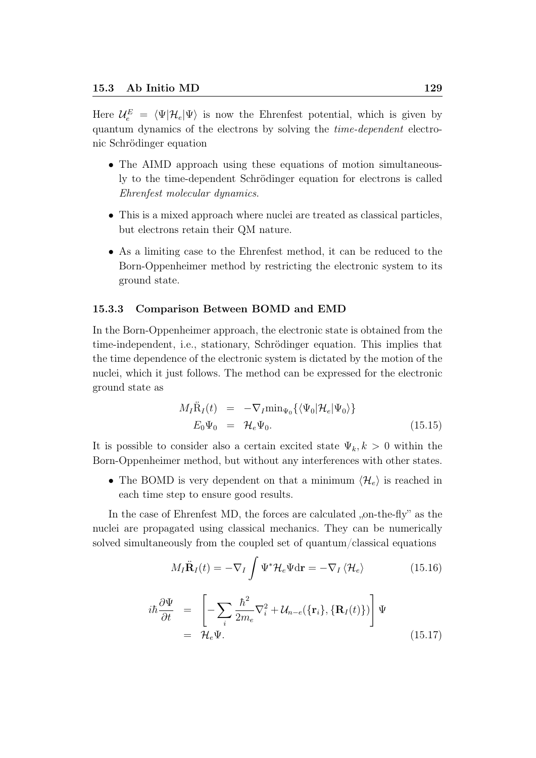Here $\mathcal{U}_e^E = \langle\Psi|\mathcal{H}_e|\Psi\rangle$ is now the Ehrenfest potential, which is given by quantum dynamics of the electrons by solving the *time-dependent* electronic Schrödinger equation

- The AIMD approach using these equations of motion simultaneously to the time-dependent Schrödinger equation for electrons is called *Ehrenfest molecular dynamics*.
- This is a mixed approach where nuclei are treated as classical particles, but electrons retain their QM nature.
- As a limiting case to the Ehrenfest method, it can be reduced to the Born-Oppenheimer method by restricting the electronic system to its ground state.

### 15.3.3 Comparison Between BOMD and EMD

In the Born-Oppenheimer approach, the electronic state is obtained from the time-independent, i.e., stationary, Schrödinger equation. This implies that the time dependence of the electronic system is dictated by the motion of the nuclei, which it just follows. The method can be expressed for the electronic ground state as

$$
\begin{aligned}
M_I \ddot{\mathrm{R}}_I(t) &= -\nabla_I \mathrm{min}_{\Psi_0}\{\langle\Psi_0|\mathcal{H}_e|\Psi_0\rangle\} \\
E_0\Psi_0 &= \mathcal{H}_e\Psi_0.
\end{aligned}
\tag{15.15}
$$

It is possible to consider also a certain excited state $\Psi_k, k > 0$ within the Born-Oppenheimer method, but without any interferences with other states.

- The BOMD is very dependent on that a minimum $\langle\mathcal{H}_e\rangle$ is reached in each time step to ensure good results.

In the case of Ehrenfest MD, the forces are calculated „on-the-fly" as the nuclei are propagated using classical mechanics. They can be numerically solved simultaneously from the coupled set of quantum/classical equations

$$
M_I \ddot{\mathbf{R}}_I(t) = -\nabla_I \int \Psi^* \mathcal{H}_e \Psi \mathrm{d}\mathbf{r} = -\nabla_I \langle\mathcal{H}_e\rangle \tag{15.16}
$$

$$
\begin{aligned}
i\hbar\frac{\partial\Psi}{\partial t} &= \left[-\sum_i \frac{\hbar^2}{2m_e}\nabla_i^2 + \mathcal{U}_{n-e}(\{\mathbf{r}_i\}, \{\mathbf{R}_I(t)\})\right]\Psi \\
&= \mathcal{H}_e\Psi.
\end{aligned}
\tag{15.17}
$$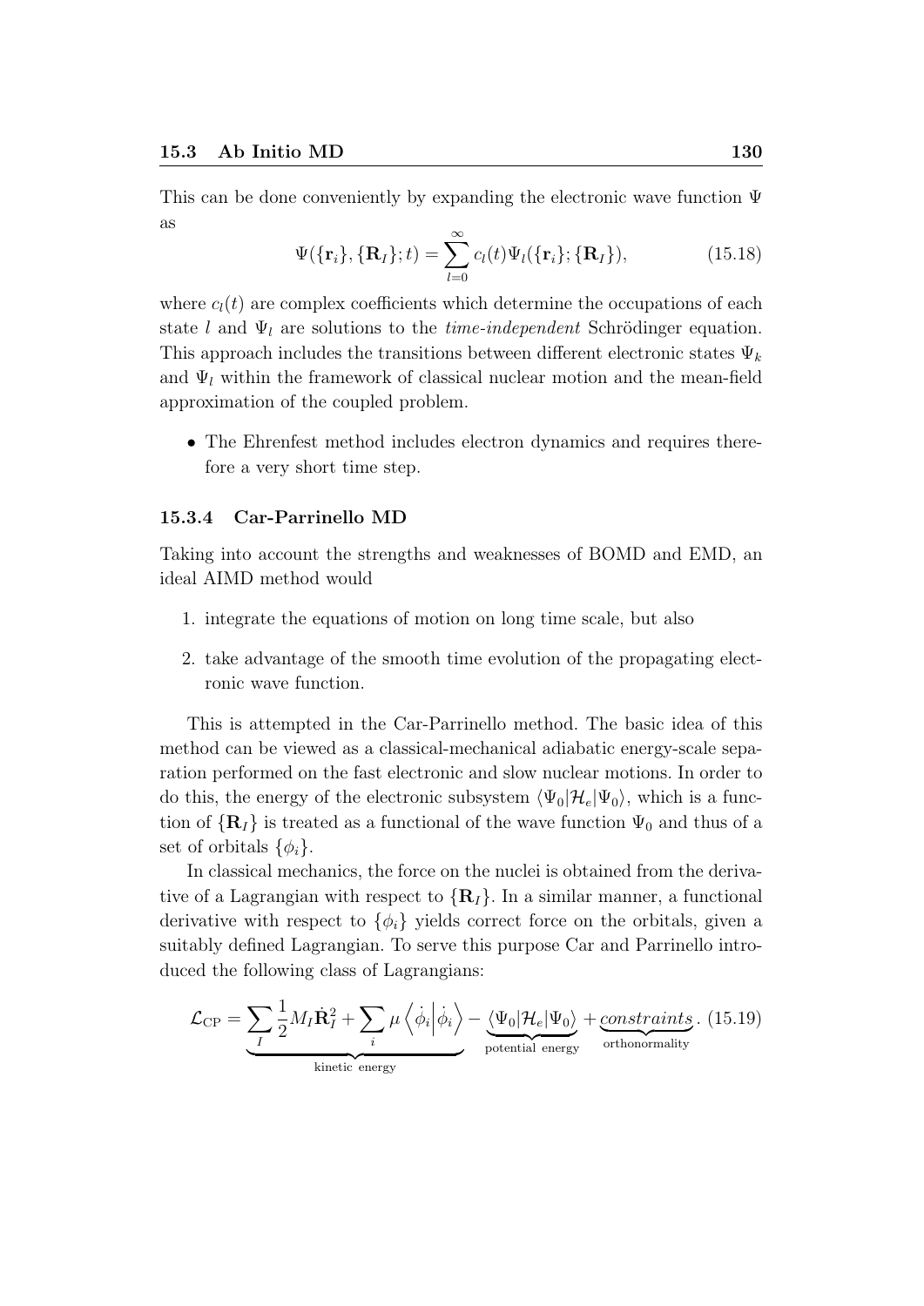This can be done conveniently by expanding the electronic wave function $\Psi$ as

$$\Psi(\{\mathbf{r}_i\}, \{\mathbf{R}_I\}; t) = \sum_{l=0}^{\infty} c_l(t) \Psi_l(\{\mathbf{r}_i\}; \{\mathbf{R}_I\}), \tag{15.18}$$

where $c_l(t)$ are complex coefficients which determine the occupations of each state $l$ and $\Psi_l$ are solutions to the *time-independent* Schrödinger equation. This approach includes the transitions between different electronic states $\Psi_k$ and $\Psi_l$ within the framework of classical nuclear motion and the mean-field approximation of the coupled problem.

- The Ehrenfest method includes electron dynamics and requires therefore a very short time step.

### 15.3.4 Car-Parrinello MD

Taking into account the strengths and weaknesses of BOMD and EMD, an ideal AIMD method would

1. integrate the equations of motion on long time scale, but also
2. take advantage of the smooth time evolution of the propagating electronic wave function.

This is attempted in the Car-Parrinello method. The basic idea of this method can be viewed as a classical-mechanical adiabatic energy-scale separation performed on the fast electronic and slow nuclear motions. In order to do this, the energy of the electronic subsystem $\langle \Psi_0 | \mathcal{H}_e | \Psi_0 \rangle$, which is a function of $\{\mathbf{R}_I\}$ is treated as a functional of the wave function $\Psi_0$ and thus of a set of orbitals $\{\phi_i\}$.

In classical mechanics, the force on the nuclei is obtained from the derivative of a Lagrangian with respect to $\{\mathbf{R}_I\}$. In a similar manner, a functional derivative with respect to $\{\phi_i\}$ yields correct force on the orbitals, given a suitably defined Lagrangian. To serve this purpose Car and Parrinello introduced the following class of Lagrangians:

$$\mathcal{L}_{\mathrm{CP}} = \underbrace{\sum_I \frac{1}{2} M_I \dot{\mathbf{R}}_I^2 + \sum_i \mu \left\langle \dot{\phi}_i \middle| \dot{\phi}_i \right\rangle}_{\text{kinetic energy}} - \underbrace{\langle \Psi_0 | \mathcal{H}_e | \Psi_0 \rangle}_{\text{potential energy}} + \underbrace{constraints}_{\text{orthonormality}}. \tag{15.19}$$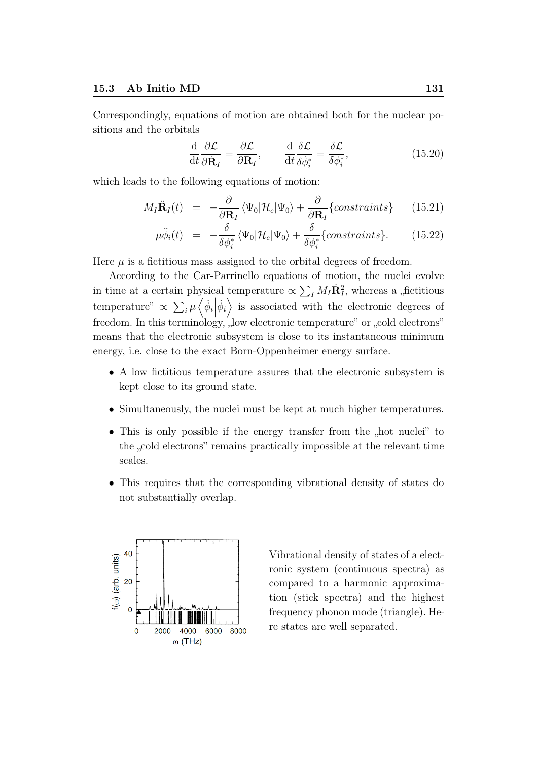Correspondingly, equations of motion are obtained both for the nuclear positions and the orbitals

$$\frac{\mathrm{d}}{\mathrm{d}t}\frac{\partial \mathcal{L}}{\partial \dot{\mathbf{R}}_I} = \frac{\partial \mathcal{L}}{\partial \mathbf{R}_I}, \qquad \frac{\mathrm{d}}{\mathrm{d}t}\frac{\delta \mathcal{L}}{\delta \dot{\phi}_i^*} = \frac{\delta \mathcal{L}}{\delta \phi_i^*}, \tag{15.20}$$

which leads to the following equations of motion:

$$M_I \ddot{\mathbf{R}}_I(t) = -\frac{\partial}{\partial \mathbf{R}_I} \langle \Psi_0 | \mathcal{H}_e | \Psi_0 \rangle + \frac{\partial}{\partial \mathbf{R}_I} \{constraints\} \tag{15.21}$$

$$\mu \ddot{\phi}_i(t) = -\frac{\delta}{\delta \phi_i^*} \langle \Psi_0 | \mathcal{H}_e | \Psi_0 \rangle + \frac{\delta}{\delta \phi_i^*} \{constraints\}. \tag{15.22}$$

Here $\mu$ is a fictitious mass assigned to the orbital degrees of freedom.

According to the Car-Parrinello equations of motion, the nuclei evolve in time at a certain physical temperature $\propto \sum_I M_I \dot{\mathbf{R}}_I^2$, whereas a „fictitious temperature" $\propto \sum_i \mu \left\langle \dot{\phi}_i \middle| \dot{\phi}_i \right\rangle$ is associated with the electronic degrees of freedom. In this terminology, „low electronic temperature" or „cold electrons" means that the electronic subsystem is close to its instantaneous minimum energy, i.e. close to the exact Born-Oppenheimer energy surface.

- A low fictitious temperature assures that the electronic subsystem is kept close to its ground state.
- Simultaneously, the nuclei must be kept at much higher temperatures.
- This is only possible if the energy transfer from the „hot nuclei" to the „cold electrons" remains practically impossible at the relevant time scales.
- This requires that the corresponding vibrational density of states do not substantially overlap.

Vibrational density of states of a electronic system (continuous spectra) as compared to a harmonic approximation (stick spectra) and the highest frequency phonon mode (triangle). Here states are well separated.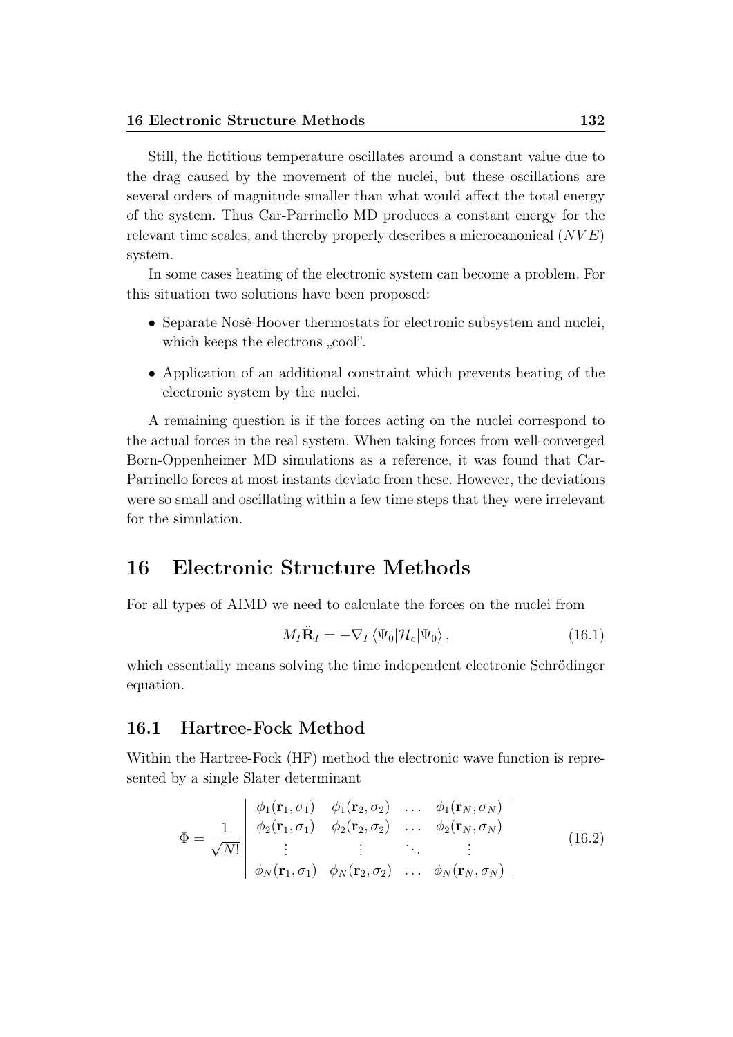Still, the fictitious temperature oscillates around a constant value due to the drag caused by the movement of the nuclei, but these oscillations are several orders of magnitude smaller than what would affect the total energy of the system. Thus Car-Parrinello MD produces a constant energy for the relevant time scales, and thereby properly describes a microcanonical ($NVE$) system.

In some cases heating of the electronic system can become a problem. For this situation two solutions have been proposed:

- Separate Nosé-Hoover thermostats for electronic subsystem and nuclei, which keeps the electrons „cool".
- Application of an additional constraint which prevents heating of the electronic system by the nuclei.

A remaining question is if the forces acting on the nuclei correspond to the actual forces in the real system. When taking forces from well-converged Born-Oppenheimer MD simulations as a reference, it was found that Car-Parrinello forces at most instants deviate from these. However, the deviations were so small and oscillating within a few time steps that they were irrelevant for the simulation.

# 16 Electronic Structure Methods

For all types of AIMD we need to calculate the forces on the nuclei from

$$M_I \ddot{\mathbf{R}}_I = -\nabla_I \langle \Psi_0 | \mathcal{H}_e | \Psi_0 \rangle , \tag{16.1}$$

which essentially means solving the time independent electronic Schrödinger equation.

## 16.1 Hartree-Fock Method

Within the Hartree-Fock (HF) method the electronic wave function is represented by a single Slater determinant

$$\Phi = \frac{1}{\sqrt{N!}} \begin{vmatrix} \phi_1(\mathbf{r}_1, \sigma_1) & \phi_1(\mathbf{r}_2, \sigma_2) & \dots & \phi_1(\mathbf{r}_N, \sigma_N) \\ \phi_2(\mathbf{r}_1, \sigma_1) & \phi_2(\mathbf{r}_2, \sigma_2) & \dots & \phi_2(\mathbf{r}_N, \sigma_N) \\ \vdots & \vdots & \ddots & \vdots \\ \phi_N(\mathbf{r}_1, \sigma_1) & \phi_N(\mathbf{r}_2, \sigma_2) & \dots & \phi_N(\mathbf{r}_N, \sigma_N) \end{vmatrix} \tag{16.2}$$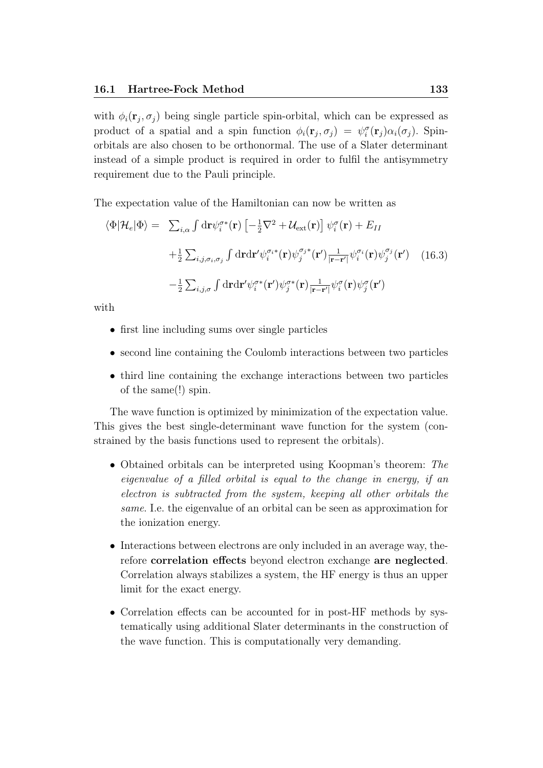with $\phi_i(\mathbf{r}_j, \sigma_j)$ being single particle spin-orbital, which can be expressed as product of a spatial and a spin function $\phi_i(\mathbf{r}_j, \sigma_j) = \psi_i^\sigma(\mathbf{r}_j)\alpha_i(\sigma_j)$. Spin-orbitals are also chosen to be orthonormal. The use of a Slater determinant instead of a simple product is required in order to fulfil the antisymmetry requirement due to the Pauli principle.

The expectation value of the Hamiltonian can now be written as

$$
\begin{aligned}
\langle\Phi|\mathcal{H}_e|\Phi\rangle = \; & \sum_{i,\alpha} \int \mathrm{d}\mathbf{r} \psi_i^{\sigma *}(\mathbf{r}) \left[-\tfrac{1}{2}\nabla^2 + \mathcal{U}_{\mathrm{ext}}(\mathbf{r})\right] \psi_i^\sigma(\mathbf{r}) + E_{II} \\
& + \tfrac{1}{2} \sum_{i,j,\sigma_i,\sigma_j} \int \mathrm{d}\mathbf{r}\mathrm{d}\mathbf{r}' \psi_i^{\sigma_i *}(\mathbf{r}) \psi_j^{\sigma_j *}(\mathbf{r}') \tfrac{1}{|\mathbf{r}-\mathbf{r}'|} \psi_i^{\sigma_i}(\mathbf{r}) \psi_j^{\sigma_j}(\mathbf{r}') \qquad (16.3) \\
& - \tfrac{1}{2} \sum_{i,j,\sigma} \int \mathrm{d}\mathbf{r}\mathrm{d}\mathbf{r}' \psi_i^{\sigma *}(\mathbf{r}') \psi_j^{\sigma *}(\mathbf{r}) \tfrac{1}{|\mathbf{r}-\mathbf{r}'|} \psi_i^{\sigma}(\mathbf{r}) \psi_j^{\sigma}(\mathbf{r}')
\end{aligned}
$$

with

- first line including sums over single particles
- second line containing the Coulomb interactions between two particles
- third line containing the exchange interactions between two particles of the same(!) spin.

The wave function is optimized by minimization of the expectation value. This gives the best single-determinant wave function for the system (constrained by the basis functions used to represent the orbitals).

- Obtained orbitals can be interpreted using Koopman's theorem: *The eigenvalue of a filled orbital is equal to the change in energy, if an electron is subtracted from the system, keeping all other orbitals the same.* I.e. the eigenvalue of an orbital can be seen as approximation for the ionization energy.
- Interactions between electrons are only included in an average way, therefore **correlation effects** beyond electron exchange **are neglected**. Correlation always stabilizes a system, the HF energy is thus an upper limit for the exact energy.
- Correlation effects can be accounted for in post-HF methods by systematically using additional Slater determinants in the construction of the wave function. This is computationally very demanding.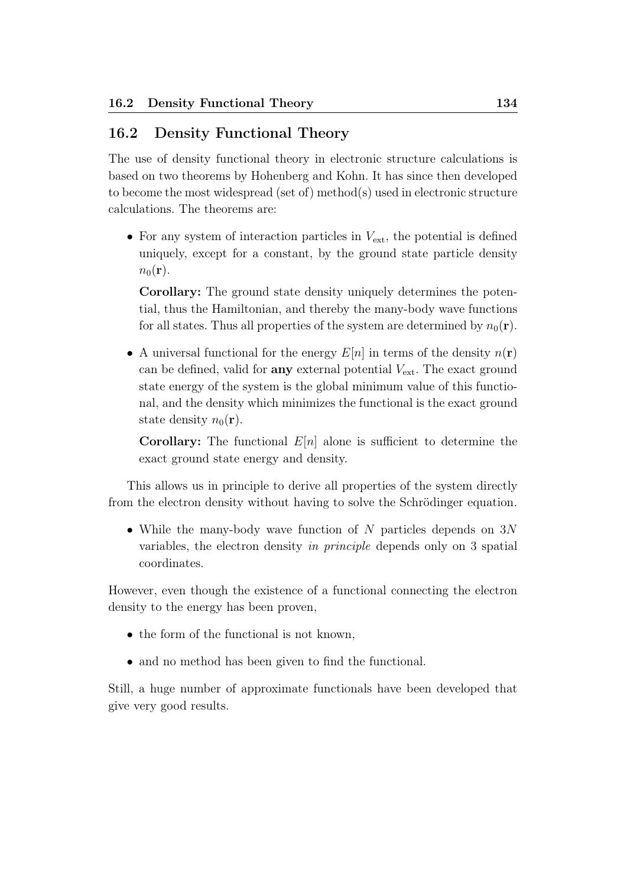## 16.2 Density Functional Theory

The use of density functional theory in electronic structure calculations is based on two theorems by Hohenberg and Kohn. It has since then developed to become the most widespread (set of) method(s) used in electronic structure calculations. The theorems are:

- For any system of interaction particles in $V_{\text{ext}}$, the potential is defined uniquely, except for a constant, by the ground state particle density $n_0(\mathbf{r})$.

  **Corollary:** The ground state density uniquely determines the potential, thus the Hamiltonian, and thereby the many-body wave functions for all states. Thus all properties of the system are determined by $n_0(\mathbf{r})$.

- A universal functional for the energy $E[n]$ in terms of the density $n(\mathbf{r})$ can be defined, valid for **any** external potential $V_{\text{ext}}$. The exact ground state energy of the system is the global minimum value of this functional, and the density which minimizes the functional is the exact ground state density $n_0(\mathbf{r})$.

  **Corollary:** The functional $E[n]$ alone is sufficient to determine the exact ground state energy and density.

This allows us in principle to derive all properties of the system directly from the electron density without having to solve the Schrödinger equation.

- While the many-body wave function of $N$ particles depends on $3N$ variables, the electron density *in principle* depends only on 3 spatial coordinates.

However, even though the existence of a functional connecting the electron density to the energy has been proven,

- the form of the functional is not known,
- and no method has been given to find the functional.

Still, a huge number of approximate functionals have been developed that give very good results.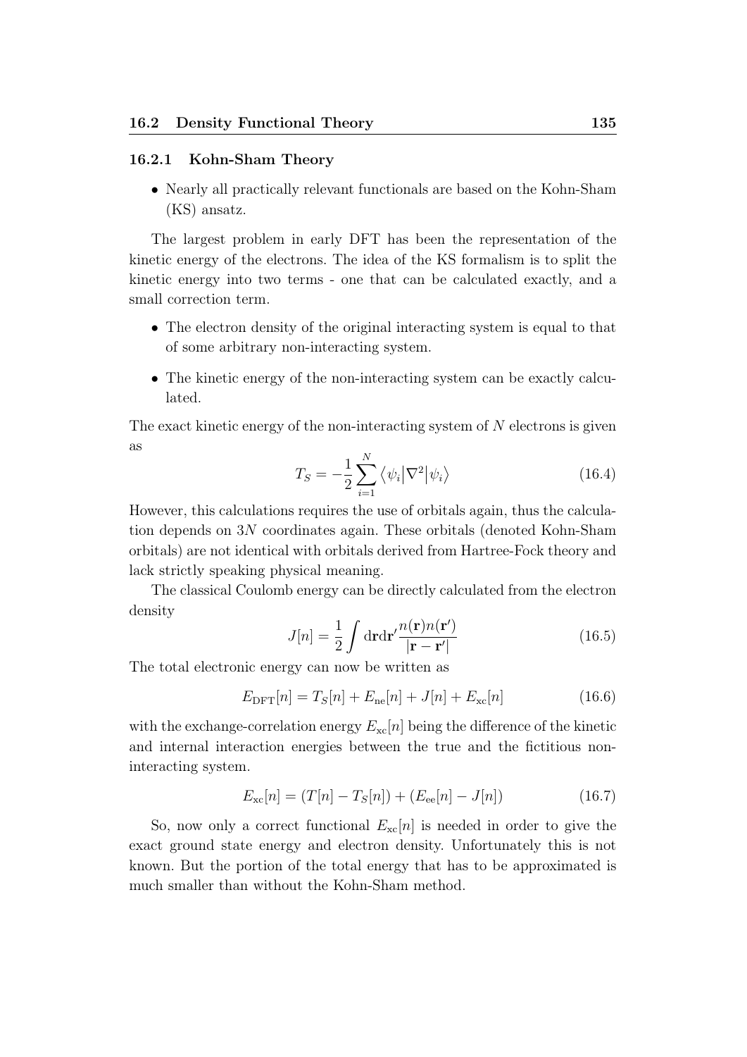### 16.2.1 Kohn-Sham Theory

- Nearly all practically relevant functionals are based on the Kohn-Sham (KS) ansatz.

The largest problem in early DFT has been the representation of the kinetic energy of the electrons. The idea of the KS formalism is to split the kinetic energy into two terms - one that can be calculated exactly, and a small correction term.

- The electron density of the original interacting system is equal to that of some arbitrary non-interacting system.
- The kinetic energy of the non-interacting system can be exactly calculated.

The exact kinetic energy of the non-interacting system of $N$ electrons is given as

$$T_S = -\frac{1}{2}\sum_{i=1}^{N} \langle \psi_i | \nabla^2 | \psi_i \rangle \tag{16.4}$$

However, this calculations requires the use of orbitals again, thus the calculation depends on $3N$ coordinates again. These orbitals (denoted Kohn-Sham orbitals) are not identical with orbitals derived from Hartree-Fock theory and lack strictly speaking physical meaning.

The classical Coulomb energy can be directly calculated from the electron density

$$J[n] = \frac{1}{2}\int \mathrm{d}\mathbf{r}\mathrm{d}\mathbf{r}' \frac{n(\mathbf{r})n(\mathbf{r}')}{|\mathbf{r}-\mathbf{r}'|} \tag{16.5}$$

The total electronic energy can now be written as

$$E_{\mathrm{DFT}}[n] = T_S[n] + E_{\mathrm{ne}}[n] + J[n] + E_{\mathrm{xc}}[n] \tag{16.6}$$

with the exchange-correlation energy $E_{\mathrm{xc}}[n]$ being the difference of the kinetic and internal interaction energies between the true and the fictitious non-interacting system.

$$E_{\mathrm{xc}}[n] = (T[n] - T_S[n]) + (E_{\mathrm{ee}}[n] - J[n]) \tag{16.7}$$

So, now only a correct functional $E_{\mathrm{xc}}[n]$ is needed in order to give the exact ground state energy and electron density. Unfortunately this is not known. But the portion of the total energy that has to be approximated is much smaller than without the Kohn-Sham method.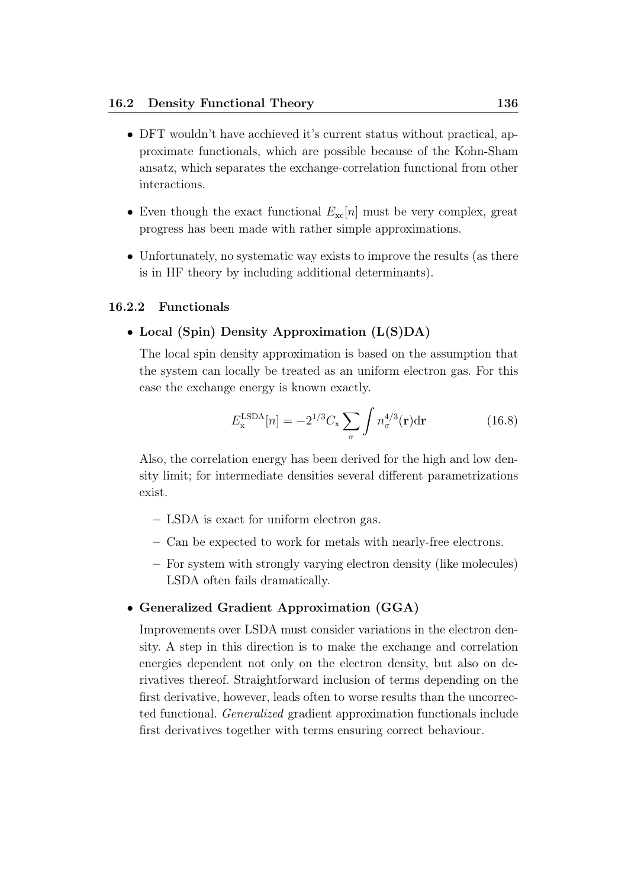- DFT wouldn't have acchieved it's current status without practical, approximate functionals, which are possible because of the Kohn-Sham ansatz, which separates the exchange-correlation functional from other interactions.
- Even though the exact functional $E_{\mathrm{xc}}[n]$ must be very complex, great progress has been made with rather simple approximations.
- Unfortunately, no systematic way exists to improve the results (as there is in HF theory by including additional determinants).

### 16.2.2 Functionals

- **Local (Spin) Density Approximation (L(S)DA)**

  The local spin density approximation is based on the assumption that the system can locally be treated as an uniform electron gas. For this case the exchange energy is known exactly.

  $$E_{\mathrm{x}}^{\mathrm{LSDA}}[n] = -2^{1/3} C_{\mathrm{x}} \sum_{\sigma} \int n_{\sigma}^{4/3}(\mathbf{r}) \mathrm{d}\mathbf{r} \tag{16.8}$$

  Also, the correlation energy has been derived for the high and low density limit; for intermediate densities several different parametrizations exist.

  - LSDA is exact for uniform electron gas.
  - Can be expected to work for metals with nearly-free electrons.
  - For system with strongly varying electron density (like molecules) LSDA often fails dramatically.

- **Generalized Gradient Approximation (GGA)**

  Improvements over LSDA must consider variations in the electron density. A step in this direction is to make the exchange and correlation energies dependent not only on the electron density, but also on derivatives thereof. Straightforward inclusion of terms depending on the first derivative, however, leads often to worse results than the uncorrected functional. *Generalized* gradient approximation functionals include first derivatives together with terms ensuring correct behaviour.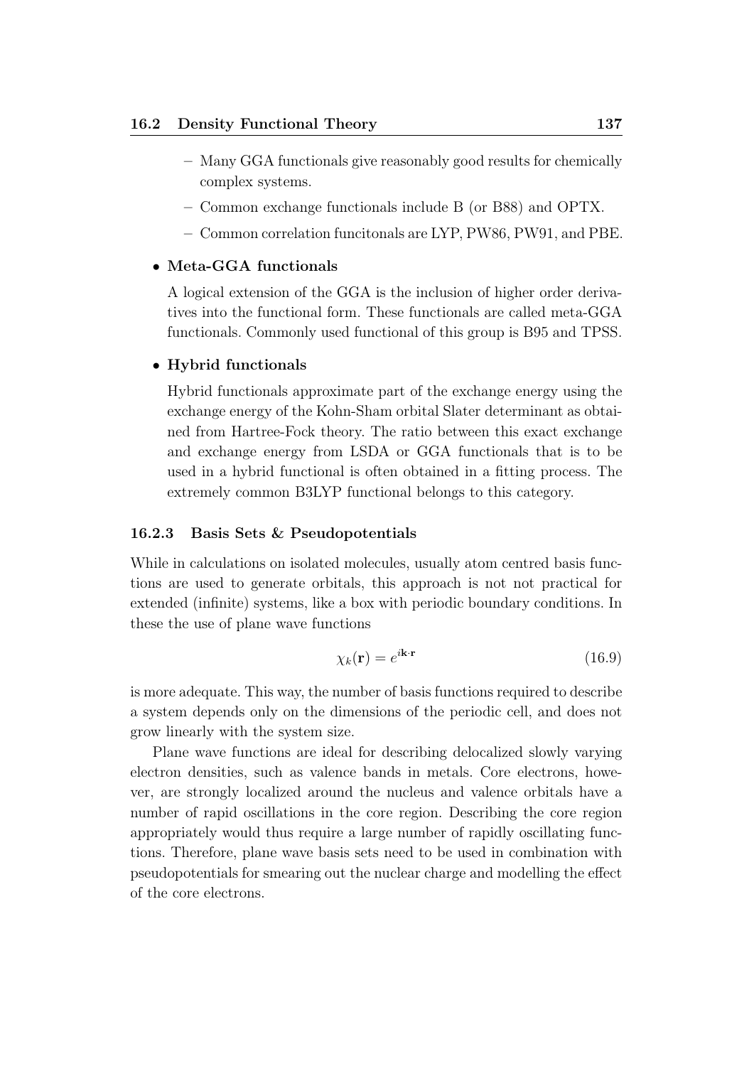- Many GGA functionals give reasonably good results for chemically complex systems.
  - Common exchange functionals include B (or B88) and OPTX.
  - Common correlation funcitonals are LYP, PW86, PW91, and PBE.

- **Meta-GGA functionals**

  A logical extension of the GGA is the inclusion of higher order derivatives into the functional form. These functionals are called meta-GGA functionals. Commonly used functional of this group is B95 and TPSS.

- **Hybrid functionals**

  Hybrid functionals approximate part of the exchange energy using the exchange energy of the Kohn-Sham orbital Slater determinant as obtained from Hartree-Fock theory. The ratio between this exact exchange and exchange energy from LSDA or GGA functionals that is to be used in a hybrid functional is often obtained in a fitting process. The extremely common B3LYP functional belongs to this category.

### 16.2.3 Basis Sets & Pseudopotentials

While in calculations on isolated molecules, usually atom centred basis functions are used to generate orbitals, this approach is not not practical for extended (infinite) systems, like a box with periodic boundary conditions. In these the use of plane wave functions

$$\chi_k(\mathbf{r}) = e^{i\mathbf{k}\cdot\mathbf{r}} \tag{16.9}$$

is more adequate. This way, the number of basis functions required to describe a system depends only on the dimensions of the periodic cell, and does not grow linearly with the system size.

Plane wave functions are ideal for describing delocalized slowly varying electron densities, such as valence bands in metals. Core electrons, however, are strongly localized around the nucleus and valence orbitals have a number of rapid oscillations in the core region. Describing the core region appropriately would thus require a large number of rapidly oscillating functions. Therefore, plane wave basis sets need to be used in combination with pseudopotentials for smearing out the nuclear charge and modelling the effect of the core electrons.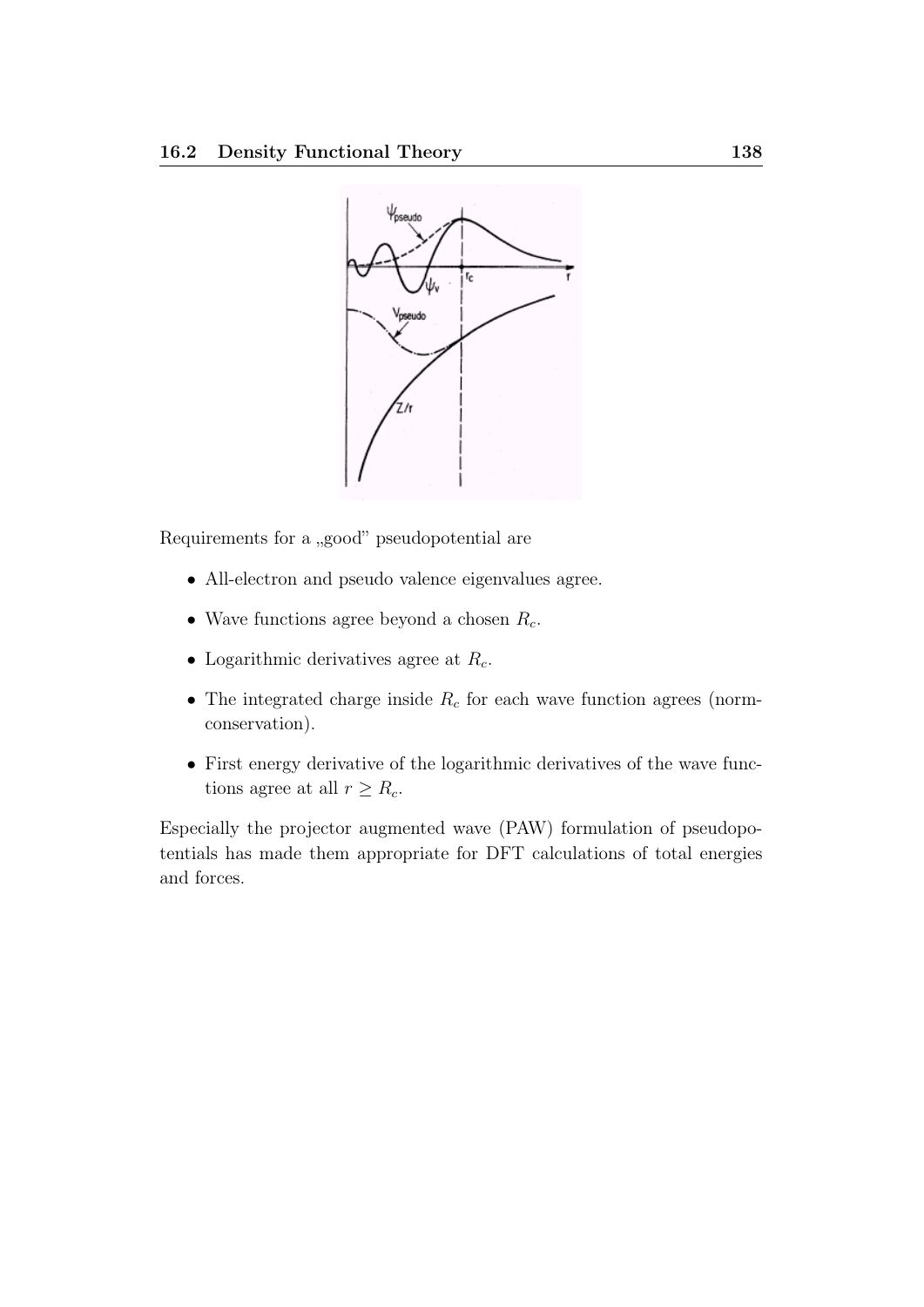Requirements for a „good" pseudopotential are

- All-electron and pseudo valence eigenvalues agree.
- Wave functions agree beyond a chosen $R_c$.
- Logarithmic derivatives agree at $R_c$.
- The integrated charge inside $R_c$ for each wave function agrees (norm-conservation).
- First energy derivative of the logarithmic derivatives of the wave functions agree at all $r \geq R_c$.

Especially the projector augmented wave (PAW) formulation of pseudopotentials has made them appropriate for DFT calculations of total energies and forces.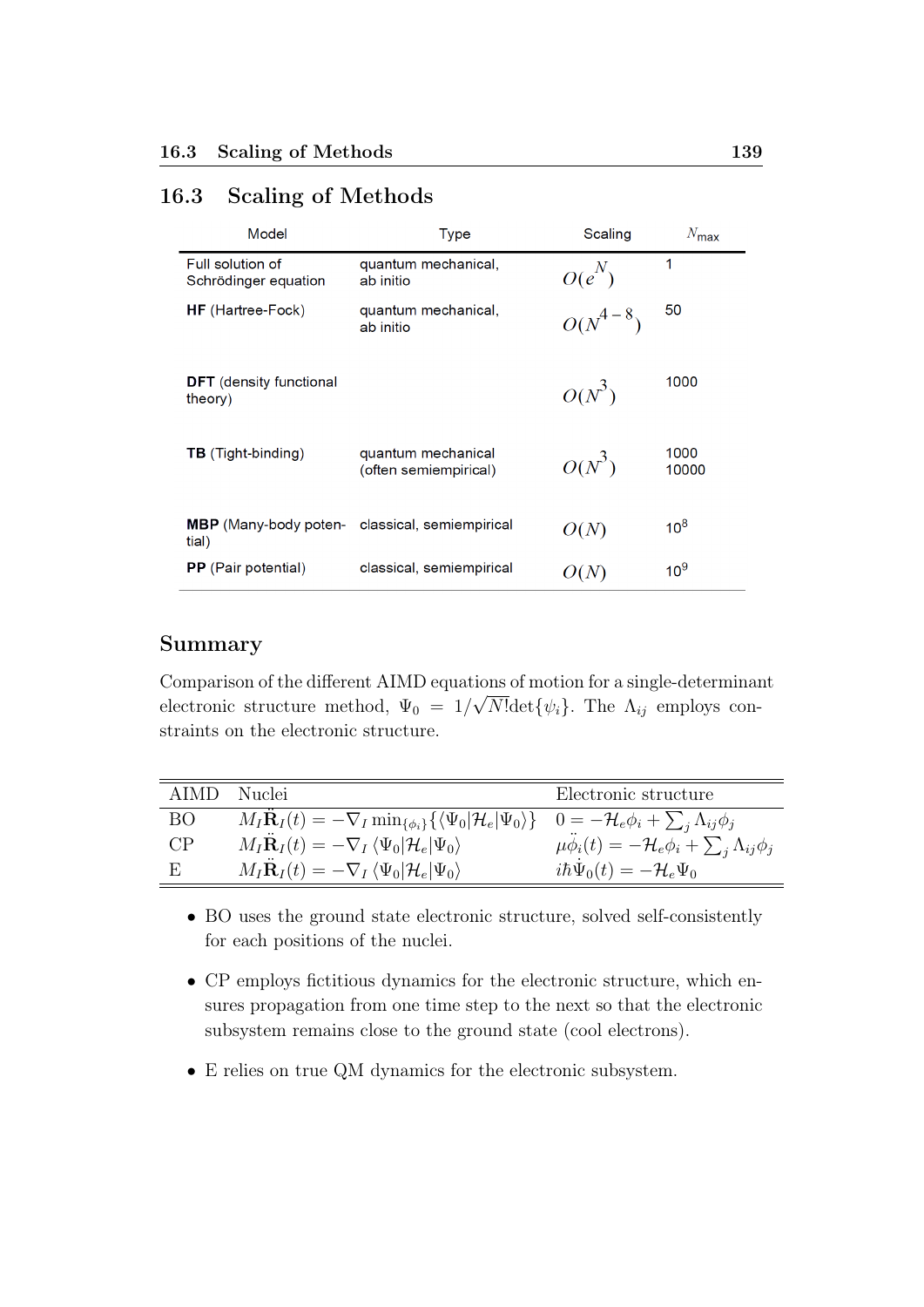## 16.3 Scaling of Methods

| Model | Type | Scaling | $N_{\text{max}}$ |
|---|---|---|---|
| Full solution of Schrödinger equation | quantum mechanical, ab initio | $O(e^N)$ | 1 |
| **HF** (Hartree-Fock) | quantum mechanical, ab initio | $O(N^{4-8})$ | 50 |
| **DFT** (density functional theory) | | $O(N^3)$ | 1000 |
| **TB** (Tight-binding) | quantum mechanical (often semiempirical) | $O(N^3)$ | 1000 10000 |
| **MBP** (Many-body potential) | classical, semiempirical | $O(N)$ | $10^8$ |
| **PP** (Pair potential) | classical, semiempirical | $O(N)$ | $10^9$ |

## Summary

Comparison of the different AIMD equations of motion for a single-determinant electronic structure method, $\Psi_0 = 1/\sqrt{N!}\det\{\psi_i\}$. The $\Lambda_{ij}$ employs constraints on the electronic structure.

| AIMD | Nuclei | Electronic structure |
|---|---|---|
| BO | $M_I \ddot{\mathbf{R}}_I(t) = -\nabla_I \min_{\{\phi_i\}}\{\langle\Psi_0\vert\mathcal{H}_e\vert\Psi_0\rangle\}$ | $0 = -\mathcal{H}_e\phi_i + \sum_j \Lambda_{ij}\phi_j$ |
| CP | $M_I \ddot{\mathbf{R}}_I(t) = -\nabla_I \langle\Psi_0\vert\mathcal{H}_e\vert\Psi_0\rangle$ | $\mu\ddot{\phi}_i(t) = -\mathcal{H}_e\phi_i + \sum_j \Lambda_{ij}\phi_j$ |
| E | $M_I \ddot{\mathbf{R}}_I(t) = -\nabla_I \langle\Psi_0\vert\mathcal{H}_e\vert\Psi_0\rangle$ | $i\hbar\dot{\Psi}_0(t) = -\mathcal{H}_e\Psi_0$ |

- BO uses the ground state electronic structure, solved self-consistently for each positions of the nuclei.
- CP employs fictitious dynamics for the electronic structure, which ensures propagation from one time step to the next so that the electronic subsystem remains close to the ground state (cool electrons).
- E relies on true QM dynamics for the electronic subsystem.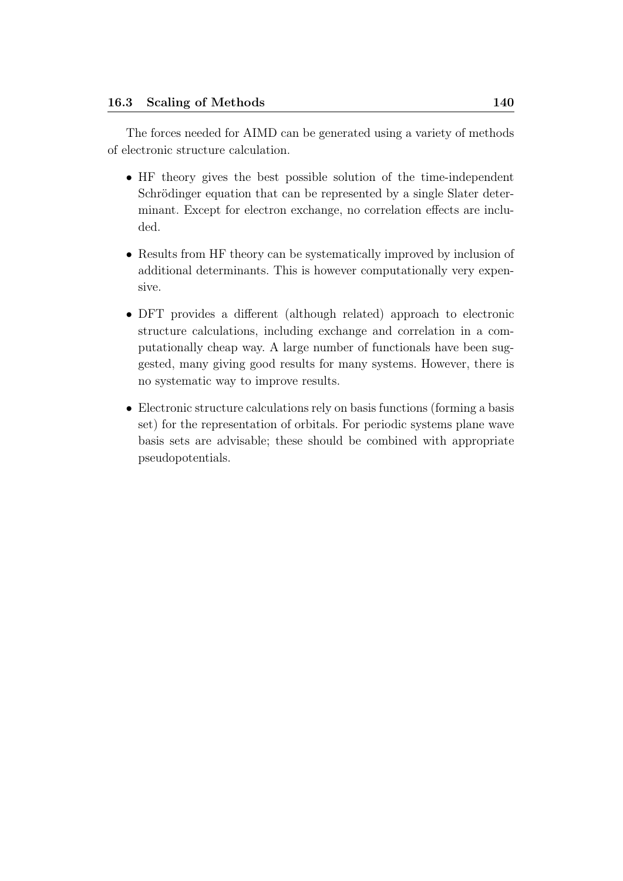The forces needed for AIMD can be generated using a variety of methods of electronic structure calculation.

- HF theory gives the best possible solution of the time-independent Schrödinger equation that can be represented by a single Slater determinant. Except for electron exchange, no correlation effects are included.

- Results from HF theory can be systematically improved by inclusion of additional determinants. This is however computationally very expensive.

- DFT provides a different (although related) approach to electronic structure calculations, including exchange and correlation in a computationally cheap way. A large number of functionals have been suggested, many giving good results for many systems. However, there is no systematic way to improve results.

- Electronic structure calculations rely on basis functions (forming a basis set) for the representation of orbitals. For periodic systems plane wave basis sets are advisable; these should be combined with appropriate pseudopotentials.